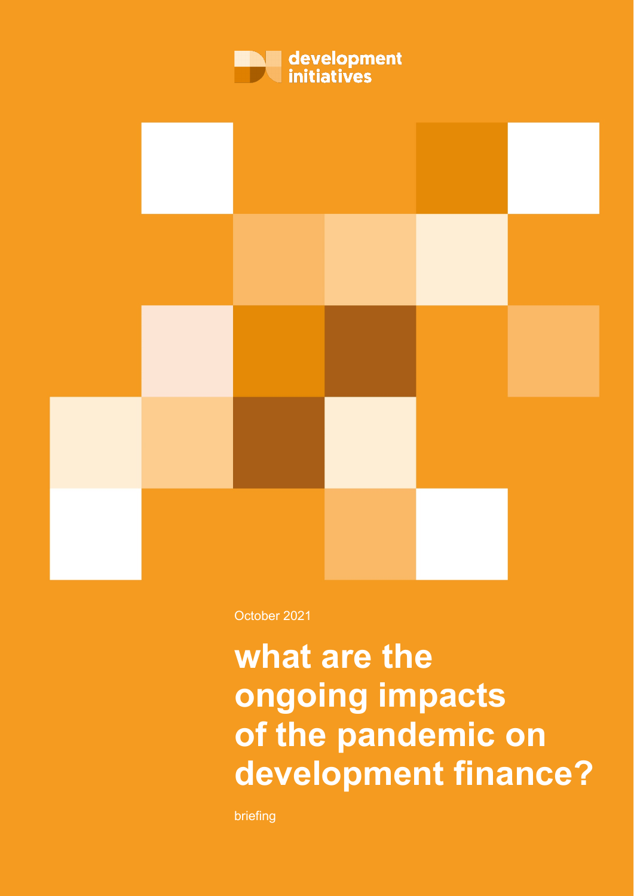development initiatives

October 2021

# what are the ongoing impacts of the pandemic on development finance?

briefing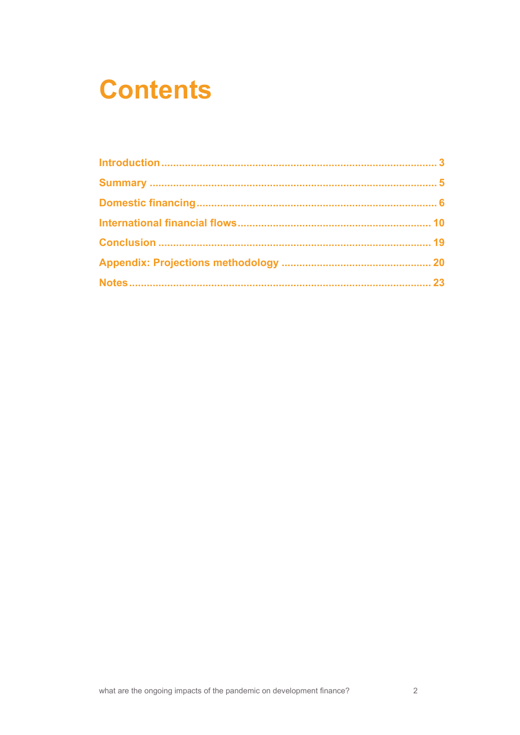# Contents

Introduction ........................................................................................... 3

Summary ................................................................................................ 5

Domestic financing ................................................................................ 6

International financial flows ................................................................ 10

Conclusion .......................................................................................... 19

Appendix: Projections methodology .................................................. 20

Notes .................................................................................................... 23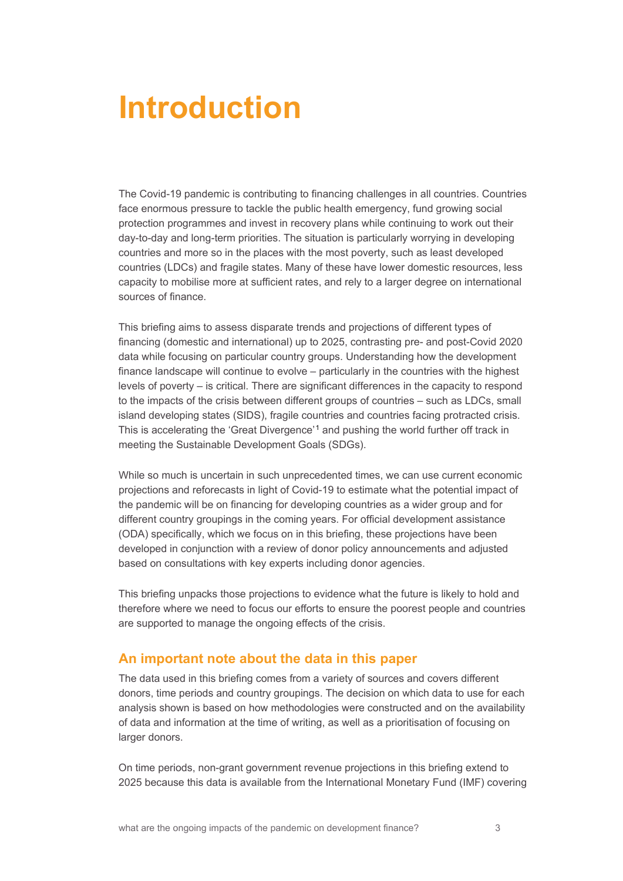# Introduction

The Covid-19 pandemic is contributing to financing challenges in all countries. Countries face enormous pressure to tackle the public health emergency, fund growing social protection programmes and invest in recovery plans while continuing to work out their day-to-day and long-term priorities. The situation is particularly worrying in developing countries and more so in the places with the most poverty, such as least developed countries (LDCs) and fragile states. Many of these have lower domestic resources, less capacity to mobilise more at sufficient rates, and rely to a larger degree on international sources of finance.

This briefing aims to assess disparate trends and projections of different types of financing (domestic and international) up to 2025, contrasting pre- and post-Covid 2020 data while focusing on particular country groups. Understanding how the development finance landscape will continue to evolve – particularly in the countries with the highest levels of poverty – is critical. There are significant differences in the capacity to respond to the impacts of the crisis between different groups of countries – such as LDCs, small island developing states (SIDS), fragile countries and countries facing protracted crisis. This is accelerating the 'Great Divergence'[1] and pushing the world further off track in meeting the Sustainable Development Goals (SDGs).

While so much is uncertain in such unprecedented times, we can use current economic projections and reforecasts in light of Covid-19 to estimate what the potential impact of the pandemic will be on financing for developing countries as a wider group and for different country groupings in the coming years. For official development assistance (ODA) specifically, which we focus on in this briefing, these projections have been developed in conjunction with a review of donor policy announcements and adjusted based on consultations with key experts including donor agencies.

This briefing unpacks those projections to evidence what the future is likely to hold and therefore where we need to focus our efforts to ensure the poorest people and countries are supported to manage the ongoing effects of the crisis.

## An important note about the data in this paper

The data used in this briefing comes from a variety of sources and covers different donors, time periods and country groupings. The decision on which data to use for each analysis shown is based on how methodologies were constructed and on the availability of data and information at the time of writing, as well as a prioritisation of focusing on larger donors.

On time periods, non-grant government revenue projections in this briefing extend to 2025 because this data is available from the International Monetary Fund (IMF) covering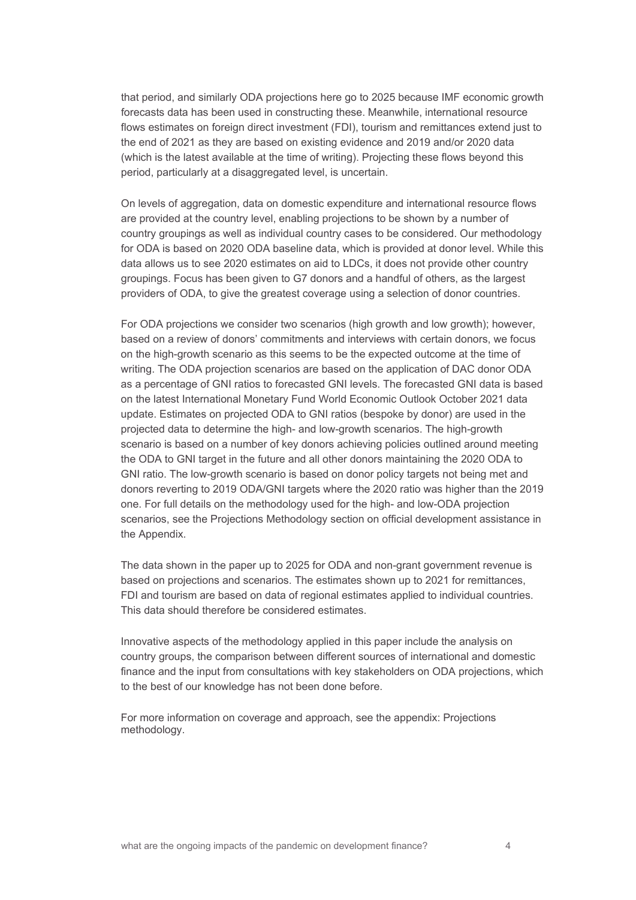that period, and similarly ODA projections here go to 2025 because IMF economic growth forecasts data has been used in constructing these. Meanwhile, international resource flows estimates on foreign direct investment (FDI), tourism and remittances extend just to the end of 2021 as they are based on existing evidence and 2019 and/or 2020 data (which is the latest available at the time of writing). Projecting these flows beyond this period, particularly at a disaggregated level, is uncertain.

On levels of aggregation, data on domestic expenditure and international resource flows are provided at the country level, enabling projections to be shown by a number of country groupings as well as individual country cases to be considered. Our methodology for ODA is based on 2020 ODA baseline data, which is provided at donor level. While this data allows us to see 2020 estimates on aid to LDCs, it does not provide other country groupings. Focus has been given to G7 donors and a handful of others, as the largest providers of ODA, to give the greatest coverage using a selection of donor countries.

For ODA projections we consider two scenarios (high growth and low growth); however, based on a review of donors' commitments and interviews with certain donors, we focus on the high-growth scenario as this seems to be the expected outcome at the time of writing. The ODA projection scenarios are based on the application of DAC donor ODA as a percentage of GNI ratios to forecasted GNI levels. The forecasted GNI data is based on the latest International Monetary Fund World Economic Outlook October 2021 data update. Estimates on projected ODA to GNI ratios (bespoke by donor) are used in the projected data to determine the high- and low-growth scenarios. The high-growth scenario is based on a number of key donors achieving policies outlined around meeting the ODA to GNI target in the future and all other donors maintaining the 2020 ODA to GNI ratio. The low-growth scenario is based on donor policy targets not being met and donors reverting to 2019 ODA/GNI targets where the 2020 ratio was higher than the 2019 one. For full details on the methodology used for the high- and low-ODA projection scenarios, see the Projections Methodology section on official development assistance in the Appendix.

The data shown in the paper up to 2025 for ODA and non-grant government revenue is based on projections and scenarios. The estimates shown up to 2021 for remittances, FDI and tourism are based on data of regional estimates applied to individual countries. This data should therefore be considered estimates.

Innovative aspects of the methodology applied in this paper include the analysis on country groups, the comparison between different sources of international and domestic finance and the input from consultations with key stakeholders on ODA projections, which to the best of our knowledge has not been done before.

For more information on coverage and approach, see the appendix: Projections methodology.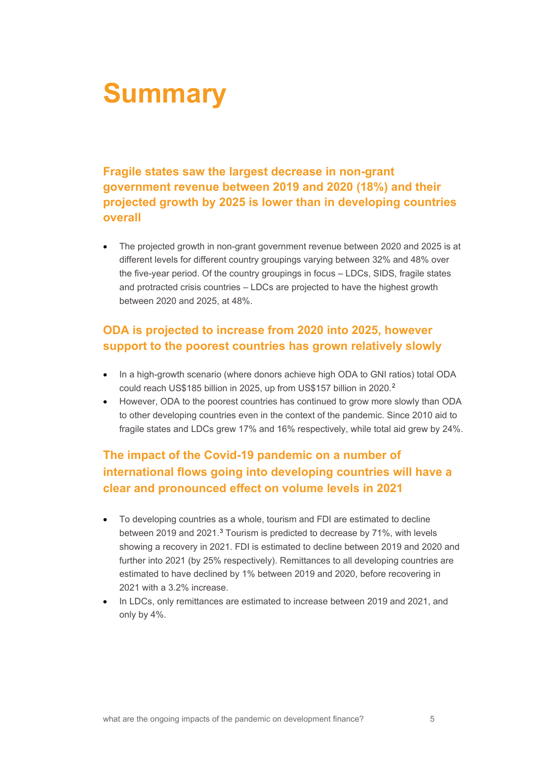# Summary

### Fragile states saw the largest decrease in non-grant government revenue between 2019 and 2020 (18%) and their projected growth by 2025 is lower than in developing countries overall

- The projected growth in non-grant government revenue between 2020 and 2025 is at different levels for different country groupings varying between 32% and 48% over the five-year period. Of the country groupings in focus – LDCs, SIDS, fragile states and protracted crisis countries – LDCs are projected to have the highest growth between 2020 and 2025, at 48%.

### ODA is projected to increase from 2020 into 2025, however support to the poorest countries has grown relatively slowly

- In a high-growth scenario (where donors achieve high ODA to GNI ratios) total ODA could reach US$185 billion in 2025, up from US$157 billion in 2020.[2]
- However, ODA to the poorest countries has continued to grow more slowly than ODA to other developing countries even in the context of the pandemic. Since 2010 aid to fragile states and LDCs grew 17% and 16% respectively, while total aid grew by 24%.

### The impact of the Covid-19 pandemic on a number of international flows going into developing countries will have a clear and pronounced effect on volume levels in 2021

- To developing countries as a whole, tourism and FDI are estimated to decline between 2019 and 2021.[3] Tourism is predicted to decrease by 71%, with levels showing a recovery in 2021. FDI is estimated to decline between 2019 and 2020 and further into 2021 (by 25% respectively). Remittances to all developing countries are estimated to have declined by 1% between 2019 and 2020, before recovering in 2021 with a 3.2% increase.
- In LDCs, only remittances are estimated to increase between 2019 and 2021, and only by 4%.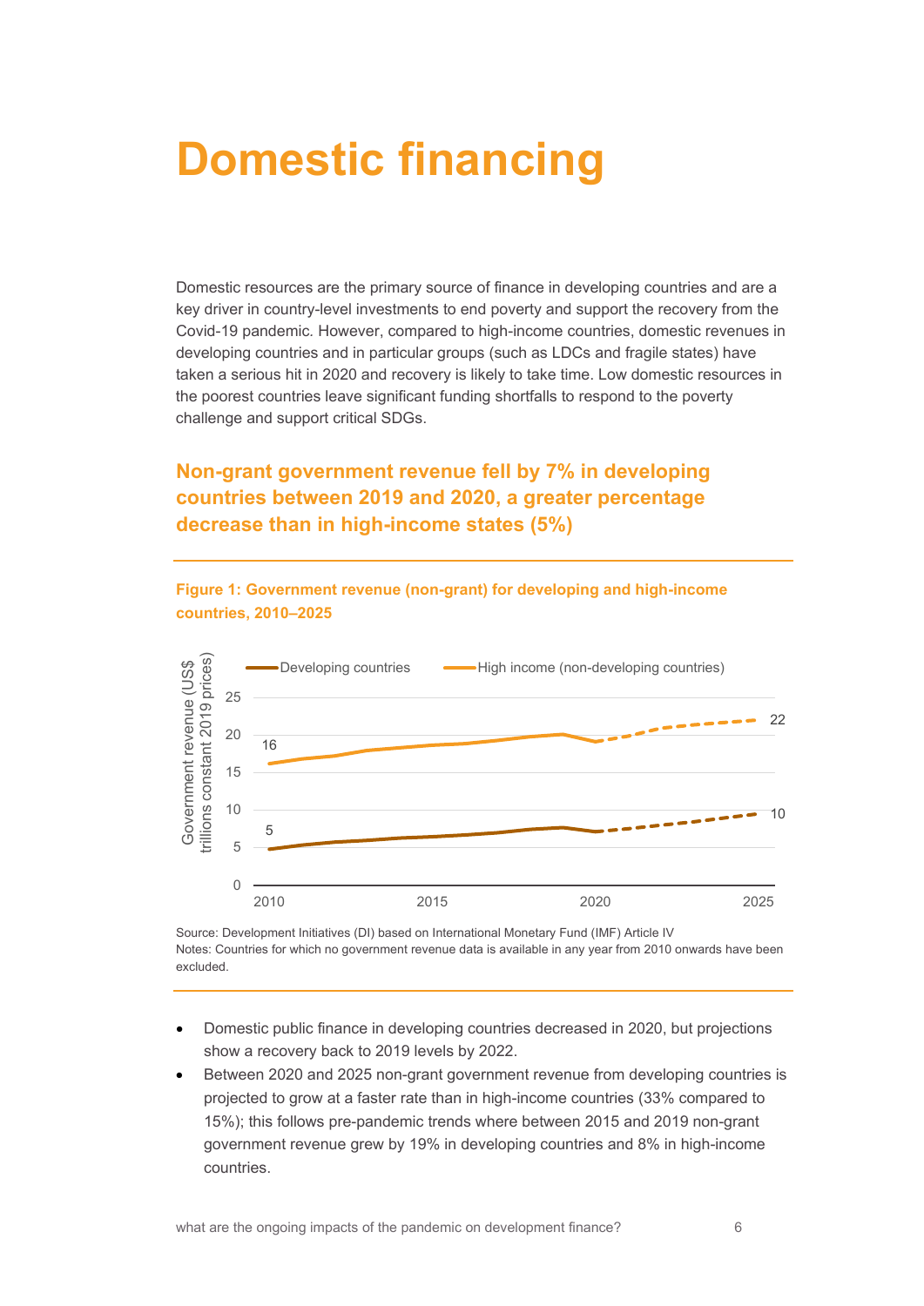# Domestic financing

Domestic resources are the primary source of finance in developing countries and are a key driver in country-level investments to end poverty and support the recovery from the Covid-19 pandemic. However, compared to high-income countries, domestic revenues in developing countries and in particular groups (such as LDCs and fragile states) have taken a serious hit in 2020 and recovery is likely to take time. Low domestic resources in the poorest countries leave significant funding shortfalls to respond to the poverty challenge and support critical SDGs.

## Non-grant government revenue fell by 7% in developing countries between 2019 and 2020, a greater percentage decrease than in high-income states (5%)

**Figure 1: Government revenue (non-grant) for developing and high-income countries, 2010–2025**

Source: Development Initiatives (DI) based on International Monetary Fund (IMF) Article IV

Notes: Countries for which no government revenue data is available in any year from 2010 onwards have been excluded.

- Domestic public finance in developing countries decreased in 2020, but projections show a recovery back to 2019 levels by 2022.
- Between 2020 and 2025 non-grant government revenue from developing countries is projected to grow at a faster rate than in high-income countries (33% compared to 15%); this follows pre-pandemic trends where between 2015 and 2019 non-grant government revenue grew by 19% in developing countries and 8% in high-income countries.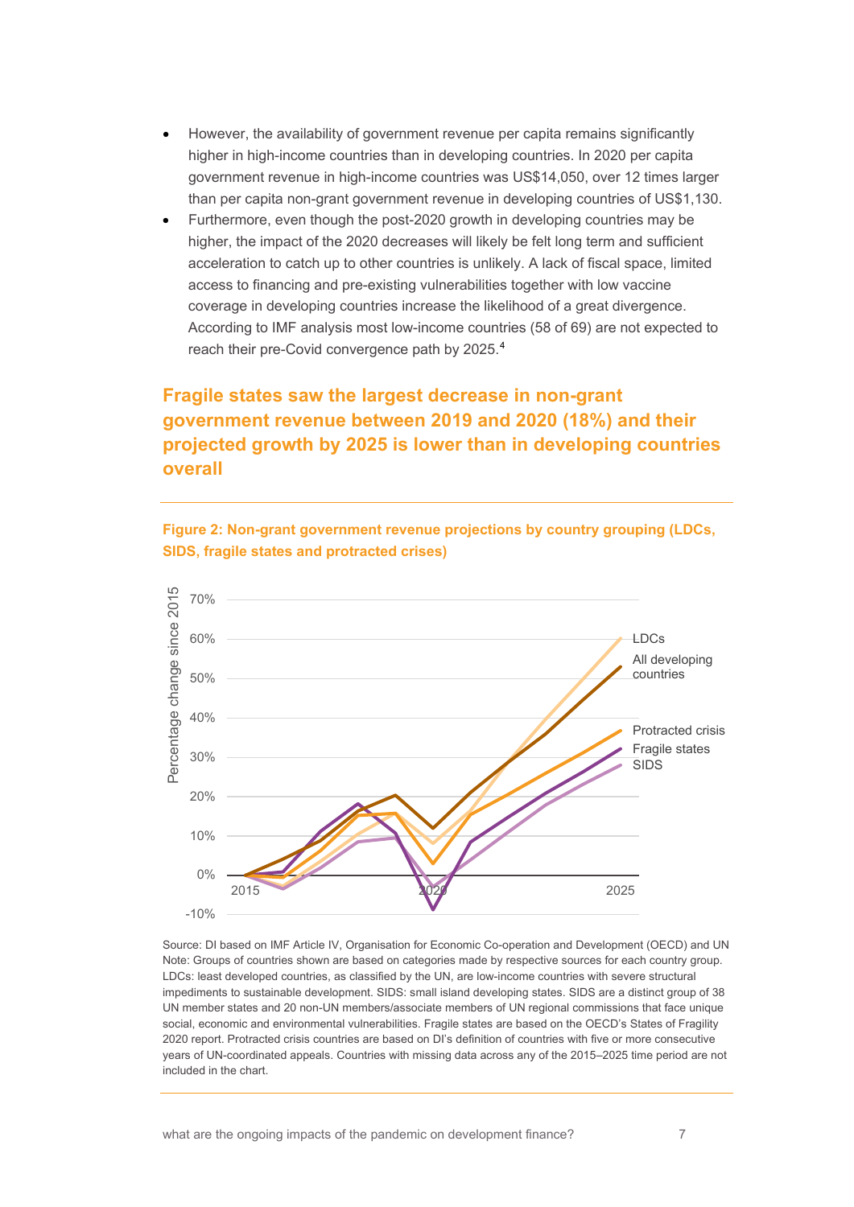- However, the availability of government revenue per capita remains significantly higher in high-income countries than in developing countries. In 2020 per capita government revenue in high-income countries was US$14,050, over 12 times larger than per capita non-grant government revenue in developing countries of US$1,130.
- Furthermore, even though the post-2020 growth in developing countries may be higher, the impact of the 2020 decreases will likely be felt long term and sufficient acceleration to catch up to other countries is unlikely. A lack of fiscal space, limited access to financing and pre-existing vulnerabilities together with low vaccine coverage in developing countries increase the likelihood of a great divergence. According to IMF analysis most low-income countries (58 of 69) are not expected to reach their pre-Covid convergence path by 2025.[4]

## Fragile states saw the largest decrease in non-grant government revenue between 2019 and 2020 (18%) and their projected growth by 2025 is lower than in developing countries overall

**Figure 2: Non-grant government revenue projections by country grouping (LDCs, SIDS, fragile states and protracted crises)**

Source: DI based on IMF Article IV, Organisation for Economic Co-operation and Development (OECD) and UN
Note: Groups of countries shown are based on categories made by respective sources for each country group. LDCs: least developed countries, as classified by the UN, are low-income countries with severe structural impediments to sustainable development. SIDS: small island developing states. SIDS are a distinct group of 38 UN member states and 20 non-UN members/associate members of UN regional commissions that face unique social, economic and environmental vulnerabilities. Fragile states are based on the OECD's States of Fragility 2020 report. Protracted crisis countries are based on DI's definition of countries with five or more consecutive years of UN-coordinated appeals. Countries with missing data across any of the 2015–2025 time period are not included in the chart.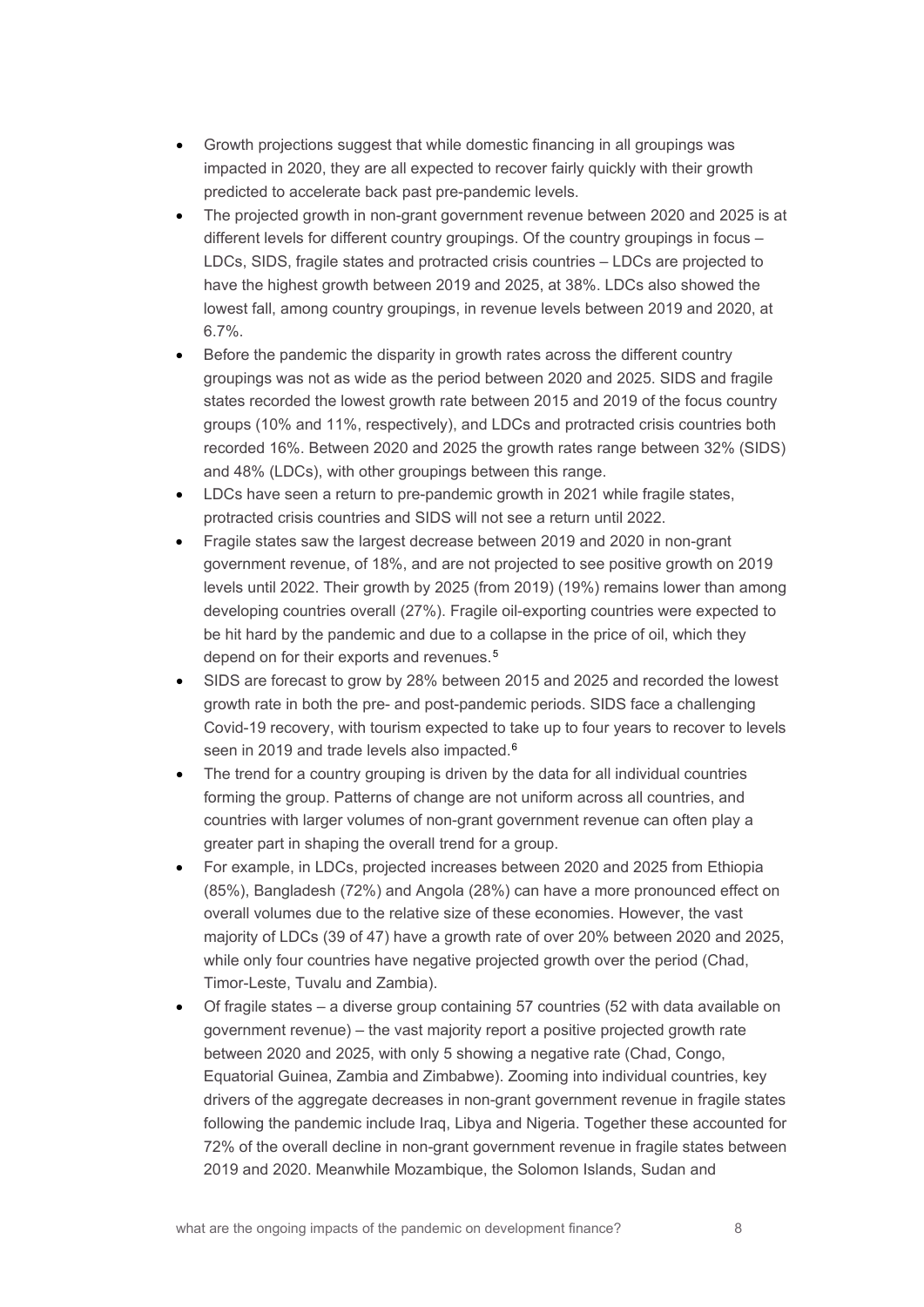- Growth projections suggest that while domestic financing in all groupings was impacted in 2020, they are all expected to recover fairly quickly with their growth predicted to accelerate back past pre-pandemic levels.
- The projected growth in non-grant government revenue between 2020 and 2025 is at different levels for different country groupings. Of the country groupings in focus – LDCs, SIDS, fragile states and protracted crisis countries – LDCs are projected to have the highest growth between 2019 and 2025, at 38%. LDCs also showed the lowest fall, among country groupings, in revenue levels between 2019 and 2020, at 6.7%.
- Before the pandemic the disparity in growth rates across the different country groupings was not as wide as the period between 2020 and 2025. SIDS and fragile states recorded the lowest growth rate between 2015 and 2019 of the focus country groups (10% and 11%, respectively), and LDCs and protracted crisis countries both recorded 16%. Between 2020 and 2025 the growth rates range between 32% (SIDS) and 48% (LDCs), with other groupings between this range.
- LDCs have seen a return to pre-pandemic growth in 2021 while fragile states, protracted crisis countries and SIDS will not see a return until 2022.
- Fragile states saw the largest decrease between 2019 and 2020 in non-grant government revenue, of 18%, and are not projected to see positive growth on 2019 levels until 2022. Their growth by 2025 (from 2019) (19%) remains lower than among developing countries overall (27%). Fragile oil-exporting countries were expected to be hit hard by the pandemic and due to a collapse in the price of oil, which they depend on for their exports and revenues.[5]
- SIDS are forecast to grow by 28% between 2015 and 2025 and recorded the lowest growth rate in both the pre- and post-pandemic periods. SIDS face a challenging Covid-19 recovery, with tourism expected to take up to four years to recover to levels seen in 2019 and trade levels also impacted.[6]
- The trend for a country grouping is driven by the data for all individual countries forming the group. Patterns of change are not uniform across all countries, and countries with larger volumes of non-grant government revenue can often play a greater part in shaping the overall trend for a group.
- For example, in LDCs, projected increases between 2020 and 2025 from Ethiopia (85%), Bangladesh (72%) and Angola (28%) can have a more pronounced effect on overall volumes due to the relative size of these economies. However, the vast majority of LDCs (39 of 47) have a growth rate of over 20% between 2020 and 2025, while only four countries have negative projected growth over the period (Chad, Timor-Leste, Tuvalu and Zambia).
- Of fragile states – a diverse group containing 57 countries (52 with data available on government revenue) – the vast majority report a positive projected growth rate between 2020 and 2025, with only 5 showing a negative rate (Chad, Congo, Equatorial Guinea, Zambia and Zimbabwe). Zooming into individual countries, key drivers of the aggregate decreases in non-grant government revenue in fragile states following the pandemic include Iraq, Libya and Nigeria. Together these accounted for 72% of the overall decline in non-grant government revenue in fragile states between 2019 and 2020. Meanwhile Mozambique, the Solomon Islands, Sudan and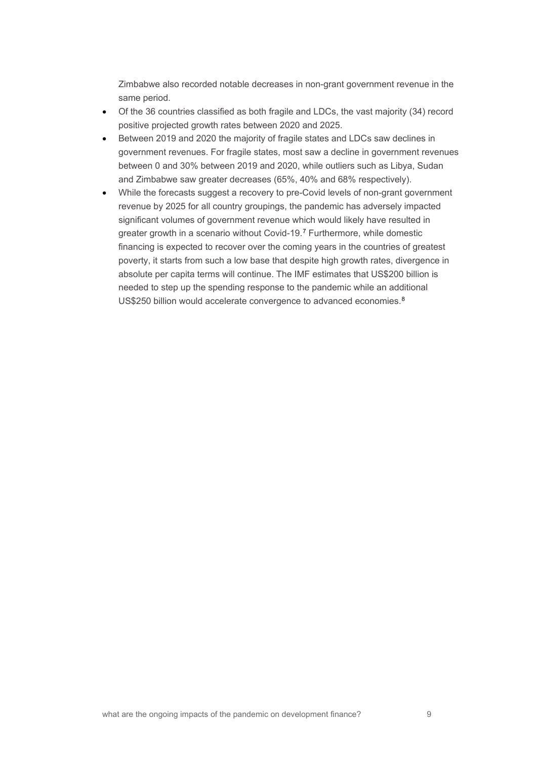Zimbabwe also recorded notable decreases in non-grant government revenue in the same period.

- Of the 36 countries classified as both fragile and LDCs, the vast majority (34) record positive projected growth rates between 2020 and 2025.
- Between 2019 and 2020 the majority of fragile states and LDCs saw declines in government revenues. For fragile states, most saw a decline in government revenues between 0 and 30% between 2019 and 2020, while outliers such as Libya, Sudan and Zimbabwe saw greater decreases (65%, 40% and 68% respectively).
- While the forecasts suggest a recovery to pre-Covid levels of non-grant government revenue by 2025 for all country groupings, the pandemic has adversely impacted significant volumes of government revenue which would likely have resulted in greater growth in a scenario without Covid-19.[7] Furthermore, while domestic financing is expected to recover over the coming years in the countries of greatest poverty, it starts from such a low base that despite high growth rates, divergence in absolute per capita terms will continue. The IMF estimates that US$200 billion is needed to step up the spending response to the pandemic while an additional US$250 billion would accelerate convergence to advanced economies.[8]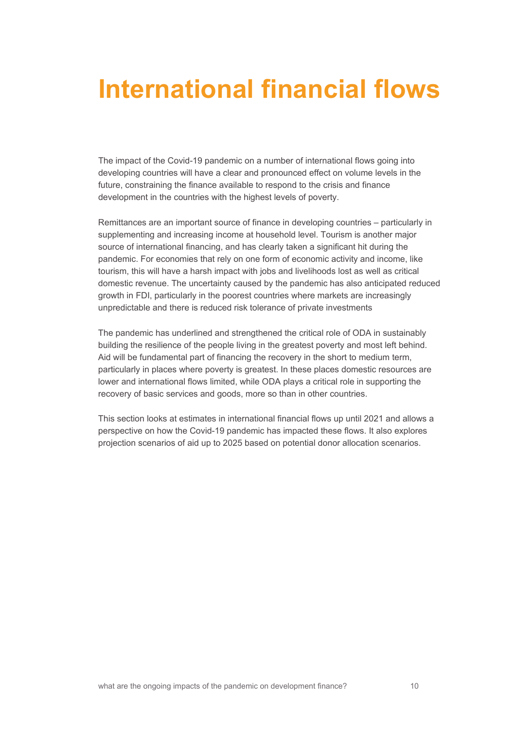# International financial flows

The impact of the Covid-19 pandemic on a number of international flows going into developing countries will have a clear and pronounced effect on volume levels in the future, constraining the finance available to respond to the crisis and finance development in the countries with the highest levels of poverty.

Remittances are an important source of finance in developing countries – particularly in supplementing and increasing income at household level. Tourism is another major source of international financing, and has clearly taken a significant hit during the pandemic. For economies that rely on one form of economic activity and income, like tourism, this will have a harsh impact with jobs and livelihoods lost as well as critical domestic revenue. The uncertainty caused by the pandemic has also anticipated reduced growth in FDI, particularly in the poorest countries where markets are increasingly unpredictable and there is reduced risk tolerance of private investments

The pandemic has underlined and strengthened the critical role of ODA in sustainably building the resilience of the people living in the greatest poverty and most left behind. Aid will be fundamental part of financing the recovery in the short to medium term, particularly in places where poverty is greatest. In these places domestic resources are lower and international flows limited, while ODA plays a critical role in supporting the recovery of basic services and goods, more so than in other countries.

This section looks at estimates in international financial flows up until 2021 and allows a perspective on how the Covid-19 pandemic has impacted these flows. It also explores projection scenarios of aid up to 2025 based on potential donor allocation scenarios.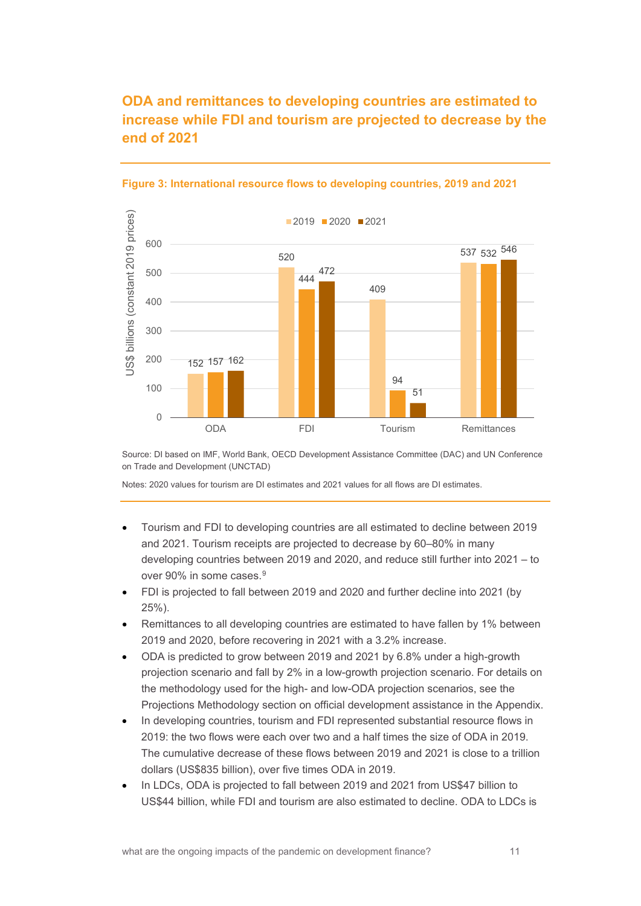## ODA and remittances to developing countries are estimated to increase while FDI and tourism are projected to decrease by the end of 2021

**Figure 3: International resource flows to developing countries, 2019 and 2021**

| US$ billions (constant 2019 prices) | 2019 | 2020 | 2021 |
|---|---|---|---|
| ODA | 152 | 157 | 162 |
| FDI | 520 | 444 | 472 |
| Tourism | 409 | 94 | 51 |
| Remittances | 537 | 532 | 546 |

Source: DI based on IMF, World Bank, OECD Development Assistance Committee (DAC) and UN Conference on Trade and Development (UNCTAD)

Notes: 2020 values for tourism are DI estimates and 2021 values for all flows are DI estimates.

- Tourism and FDI to developing countries are all estimated to decline between 2019 and 2021. Tourism receipts are projected to decrease by 60–80% in many developing countries between 2019 and 2020, and reduce still further into 2021 – to over 90% in some cases.[9]
- FDI is projected to fall between 2019 and 2020 and further decline into 2021 (by 25%).
- Remittances to all developing countries are estimated to have fallen by 1% between 2019 and 2020, before recovering in 2021 with a 3.2% increase.
- ODA is predicted to grow between 2019 and 2021 by 6.8% under a high-growth projection scenario and fall by 2% in a low-growth projection scenario. For details on the methodology used for the high- and low-ODA projection scenarios, see the Projections Methodology section on official development assistance in the Appendix.
- In developing countries, tourism and FDI represented substantial resource flows in 2019: the two flows were each over two and a half times the size of ODA in 2019. The cumulative decrease of these flows between 2019 and 2021 is close to a trillion dollars (US$835 billion), over five times ODA in 2019.
- In LDCs, ODA is projected to fall between 2019 and 2021 from US$47 billion to US$44 billion, while FDI and tourism are also estimated to decline. ODA to LDCs is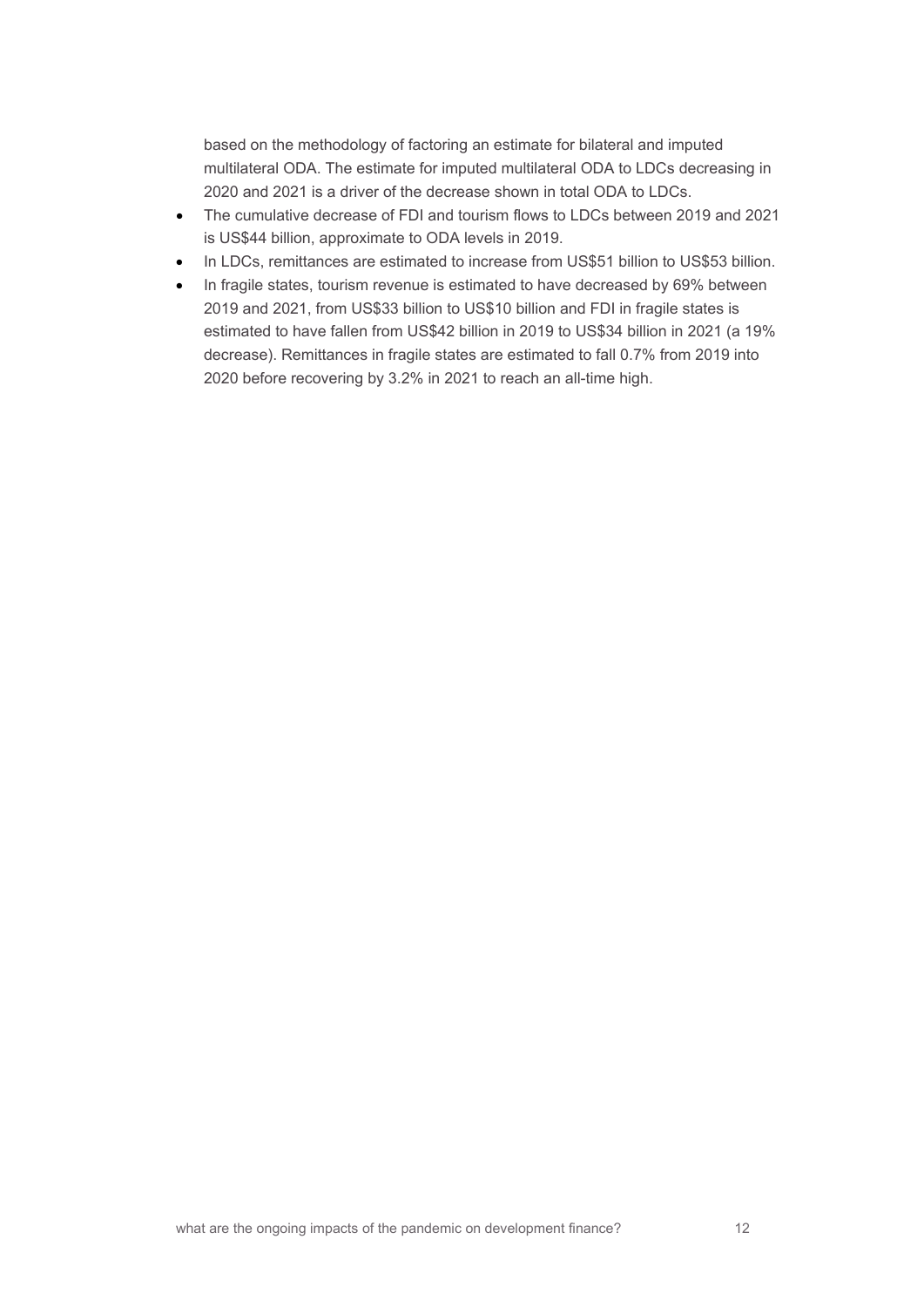based on the methodology of factoring an estimate for bilateral and imputed multilateral ODA. The estimate for imputed multilateral ODA to LDCs decreasing in 2020 and 2021 is a driver of the decrease shown in total ODA to LDCs.

- The cumulative decrease of FDI and tourism flows to LDCs between 2019 and 2021 is US$44 billion, approximate to ODA levels in 2019.
- In LDCs, remittances are estimated to increase from US$51 billion to US$53 billion.
- In fragile states, tourism revenue is estimated to have decreased by 69% between 2019 and 2021, from US$33 billion to US$10 billion and FDI in fragile states is estimated to have fallen from US$42 billion in 2019 to US$34 billion in 2021 (a 19% decrease). Remittances in fragile states are estimated to fall 0.7% from 2019 into 2020 before recovering by 3.2% in 2021 to reach an all-time high.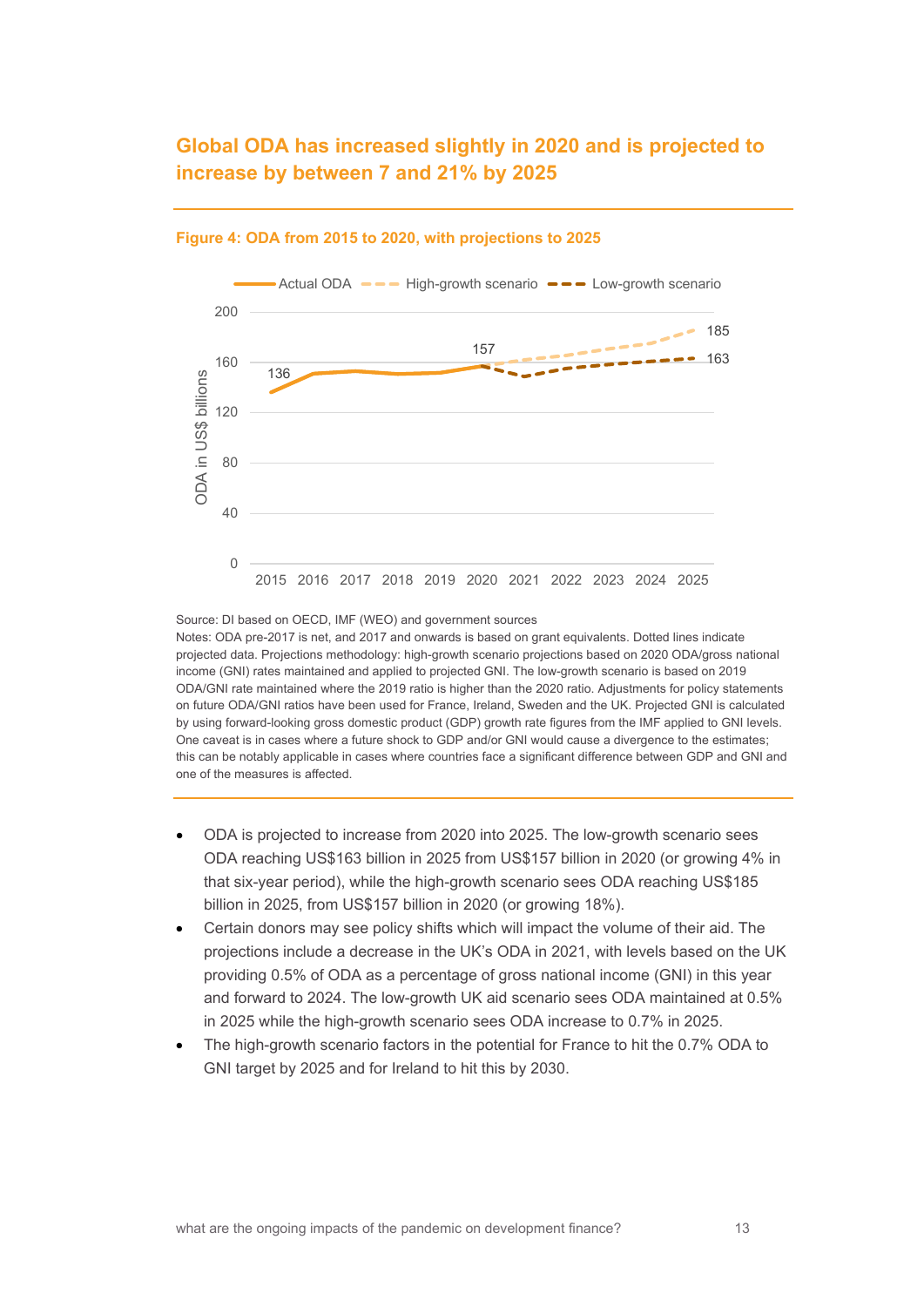## Global ODA has increased slightly in 2020 and is projected to increase by between 7 and 21% by 2025

**Figure 4: ODA from 2015 to 2020, with projections to 2025**

Source: DI based on OECD, IMF (WEO) and government sources

Notes: ODA pre-2017 is net, and 2017 and onwards is based on grant equivalents. Dotted lines indicate projected data. Projections methodology: high-growth scenario projections based on 2020 ODA/gross national income (GNI) rates maintained and applied to projected GNI. The low-growth scenario is based on 2019 ODA/GNI rate maintained where the 2019 ratio is higher than the 2020 ratio. Adjustments for policy statements on future ODA/GNI ratios have been used for France, Ireland, Sweden and the UK. Projected GNI is calculated by using forward-looking gross domestic product (GDP) growth rate figures from the IMF applied to GNI levels. One caveat is in cases where a future shock to GDP and/or GNI would cause a divergence to the estimates; this can be notably applicable in cases where countries face a significant difference between GDP and GNI and one of the measures is affected.

- ODA is projected to increase from 2020 into 2025. The low-growth scenario sees ODA reaching US$163 billion in 2025 from US$157 billion in 2020 (or growing 4% in that six-year period), while the high-growth scenario sees ODA reaching US$185 billion in 2025, from US$157 billion in 2020 (or growing 18%).
- Certain donors may see policy shifts which will impact the volume of their aid. The projections include a decrease in the UK's ODA in 2021, with levels based on the UK providing 0.5% of ODA as a percentage of gross national income (GNI) in this year and forward to 2024. The low-growth UK aid scenario sees ODA maintained at 0.5% in 2025 while the high-growth scenario sees ODA increase to 0.7% in 2025.
- The high-growth scenario factors in the potential for France to hit the 0.7% ODA to GNI target by 2025 and for Ireland to hit this by 2030.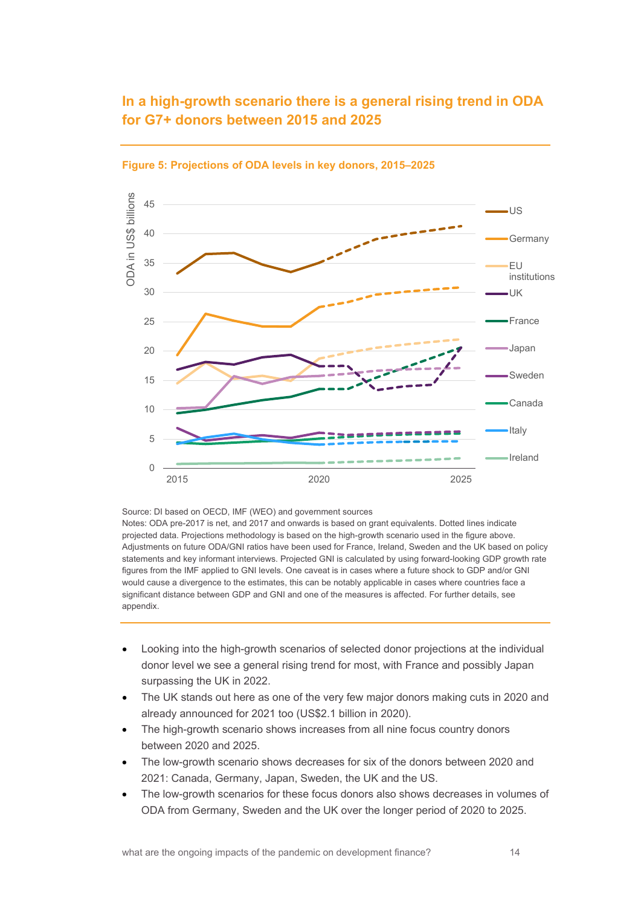## In a high-growth scenario there is a general rising trend in ODA for G7+ donors between 2015 and 2025

**Figure 5: Projections of ODA levels in key donors, 2015–2025**

Source: DI based on OECD, IMF (WEO) and government sources

Notes: ODA pre-2017 is net, and 2017 and onwards is based on grant equivalents. Dotted lines indicate projected data. Projections methodology is based on the high-growth scenario used in the figure above. Adjustments on future ODA/GNI ratios have been used for France, Ireland, Sweden and the UK based on policy statements and key informant interviews. Projected GNI is calculated by using forward-looking GDP growth rate figures from the IMF applied to GNI levels. One caveat is in cases where a future shock to GDP and/or GNI would cause a divergence to the estimates, this can be notably applicable in cases where countries face a significant distance between GDP and GNI and one of the measures is affected. For further details, see appendix.

- Looking into the high-growth scenarios of selected donor projections at the individual donor level we see a general rising trend for most, with France and possibly Japan surpassing the UK in 2022.
- The UK stands out here as one of the very few major donors making cuts in 2020 and already announced for 2021 too (US$2.1 billion in 2020).
- The high-growth scenario shows increases from all nine focus country donors between 2020 and 2025.
- The low-growth scenario shows decreases for six of the donors between 2020 and 2021: Canada, Germany, Japan, Sweden, the UK and the US.
- The low-growth scenarios for these focus donors also shows decreases in volumes of ODA from Germany, Sweden and the UK over the longer period of 2020 to 2025.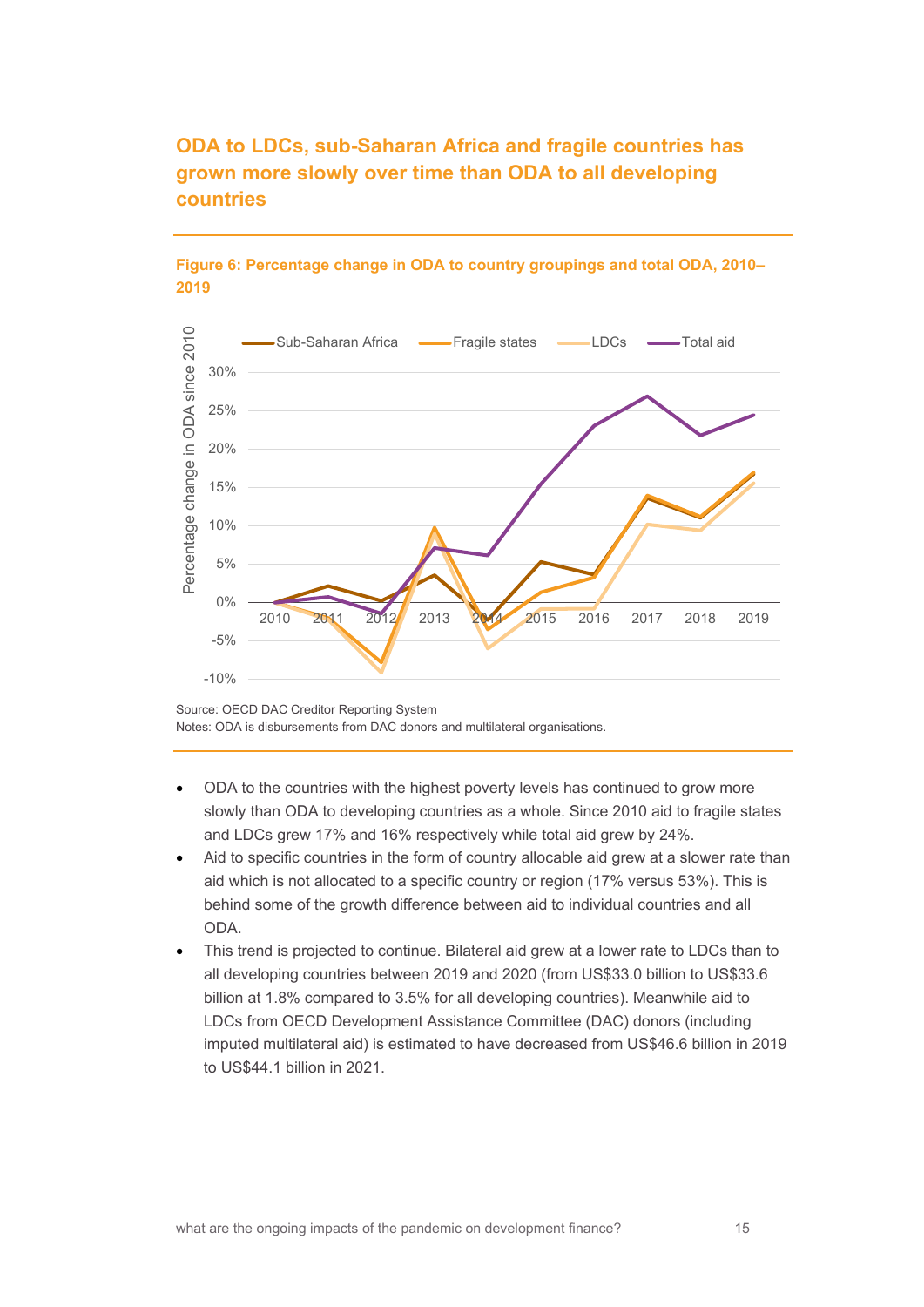## ODA to LDCs, sub-Saharan Africa and fragile countries has grown more slowly over time than ODA to all developing countries

**Figure 6: Percentage change in ODA to country groupings and total ODA, 2010–2019**

Source: OECD DAC Creditor Reporting System
Notes: ODA is disbursements from DAC donors and multilateral organisations.

- ODA to the countries with the highest poverty levels has continued to grow more slowly than ODA to developing countries as a whole. Since 2010 aid to fragile states and LDCs grew 17% and 16% respectively while total aid grew by 24%.
- Aid to specific countries in the form of country allocable aid grew at a slower rate than aid which is not allocated to a specific country or region (17% versus 53%). This is behind some of the growth difference between aid to individual countries and all ODA.
- This trend is projected to continue. Bilateral aid grew at a lower rate to LDCs than to all developing countries between 2019 and 2020 (from US$33.0 billion to US$33.6 billion at 1.8% compared to 3.5% for all developing countries). Meanwhile aid to LDCs from OECD Development Assistance Committee (DAC) donors (including imputed multilateral aid) is estimated to have decreased from US$46.6 billion in 2019 to US$44.1 billion in 2021.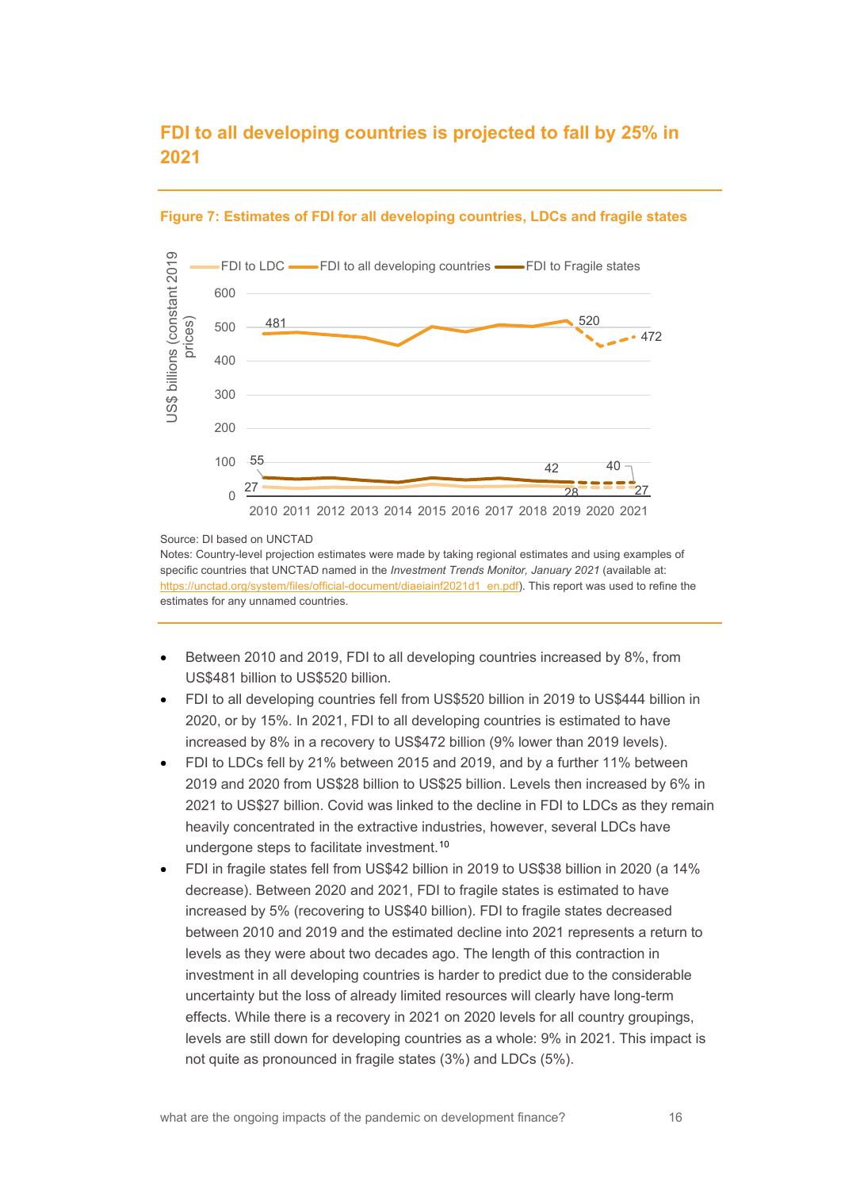## FDI to all developing countries is projected to fall by 25% in 2021

**Figure 7: Estimates of FDI for all developing countries, LDCs and fragile states**

Source: DI based on UNCTAD

Notes: Country-level projection estimates were made by taking regional estimates and using examples of specific countries that UNCTAD named in the *Investment Trends Monitor, January 2021* (available at: https://unctad.org/system/files/official-document/diaeiainf2021d1_en.pdf). This report was used to refine the estimates for any unnamed countries.

- Between 2010 and 2019, FDI to all developing countries increased by 8%, from US$481 billion to US$520 billion.
- FDI to all developing countries fell from US$520 billion in 2019 to US$444 billion in 2020, or by 15%. In 2021, FDI to all developing countries is estimated to have increased by 8% in a recovery to US$472 billion (9% lower than 2019 levels).
- FDI to LDCs fell by 21% between 2015 and 2019, and by a further 11% between 2019 and 2020 from US$28 billion to US$25 billion. Levels then increased by 6% in 2021 to US$27 billion. Covid was linked to the decline in FDI to LDCs as they remain heavily concentrated in the extractive industries, however, several LDCs have undergone steps to facilitate investment.[10]
- FDI in fragile states fell from US$42 billion in 2019 to US$38 billion in 2020 (a 14% decrease). Between 2020 and 2021, FDI to fragile states is estimated to have increased by 5% (recovering to US$40 billion). FDI to fragile states decreased between 2010 and 2019 and the estimated decline into 2021 represents a return to levels as they were about two decades ago. The length of this contraction in investment in all developing countries is harder to predict due to the considerable uncertainty but the loss of already limited resources will clearly have long-term effects. While there is a recovery in 2021 on 2020 levels for all country groupings, levels are still down for developing countries as a whole: 9% in 2021. This impact is not quite as pronounced in fragile states (3%) and LDCs (5%).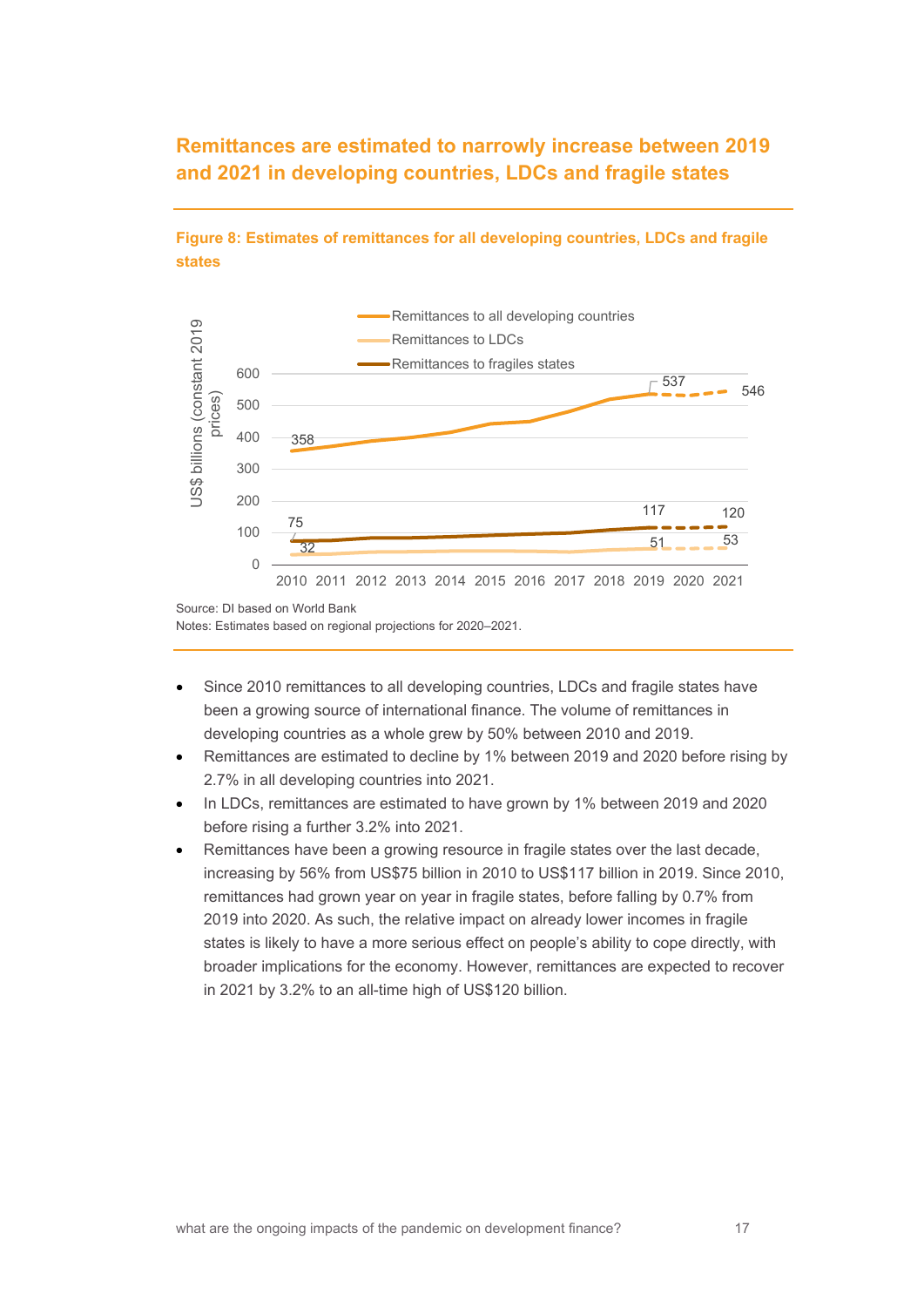## Remittances are estimated to narrowly increase between 2019 and 2021 in developing countries, LDCs and fragile states

**Figure 8: Estimates of remittances for all developing countries, LDCs and fragile states**

Source: DI based on World Bank

Notes: Estimates based on regional projections for 2020–2021.

- Since 2010 remittances to all developing countries, LDCs and fragile states have been a growing source of international finance. The volume of remittances in developing countries as a whole grew by 50% between 2010 and 2019.
- Remittances are estimated to decline by 1% between 2019 and 2020 before rising by 2.7% in all developing countries into 2021.
- In LDCs, remittances are estimated to have grown by 1% between 2019 and 2020 before rising a further 3.2% into 2021.
- Remittances have been a growing resource in fragile states over the last decade, increasing by 56% from US$75 billion in 2010 to US$117 billion in 2019. Since 2010, remittances had grown year on year in fragile states, before falling by 0.7% from 2019 into 2020. As such, the relative impact on already lower incomes in fragile states is likely to have a more serious effect on people's ability to cope directly, with broader implications for the economy. However, remittances are expected to recover in 2021 by 3.2% to an all-time high of US$120 billion.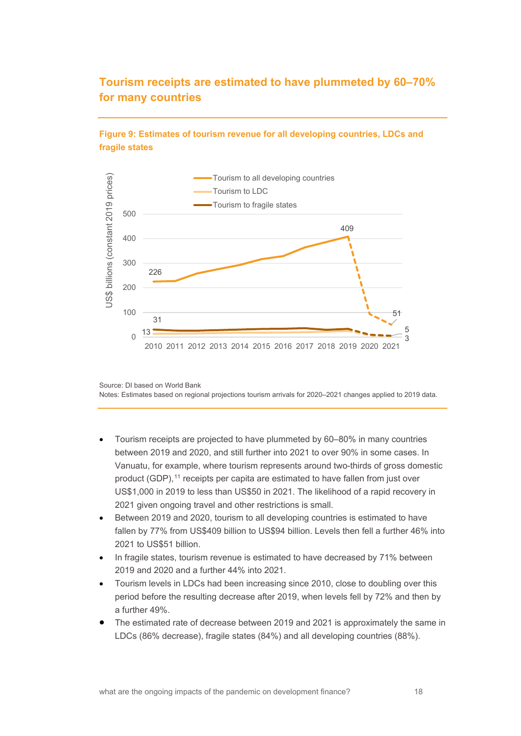## Tourism receipts are estimated to have plummeted by 60–70% for many countries

**Figure 9: Estimates of tourism revenue for all developing countries, LDCs and fragile states**

Source: DI based on World Bank

Notes: Estimates based on regional projections tourism arrivals for 2020–2021 changes applied to 2019 data.

- Tourism receipts are projected to have plummeted by 60–80% in many countries between 2019 and 2020, and still further into 2021 to over 90% in some cases. In Vanuatu, for example, where tourism represents around two-thirds of gross domestic product (GDP),[11] receipts per capita are estimated to have fallen from just over US$1,000 in 2019 to less than US$50 in 2021. The likelihood of a rapid recovery in 2021 given ongoing travel and other restrictions is small.
- Between 2019 and 2020, tourism to all developing countries is estimated to have fallen by 77% from US$409 billion to US$94 billion. Levels then fell a further 46% into 2021 to US$51 billion.
- In fragile states, tourism revenue is estimated to have decreased by 71% between 2019 and 2020 and a further 44% into 2021.
- Tourism levels in LDCs had been increasing since 2010, close to doubling over this period before the resulting decrease after 2019, when levels fell by 72% and then by a further 49%.
- The estimated rate of decrease between 2019 and 2021 is approximately the same in LDCs (86% decrease), fragile states (84%) and all developing countries (88%).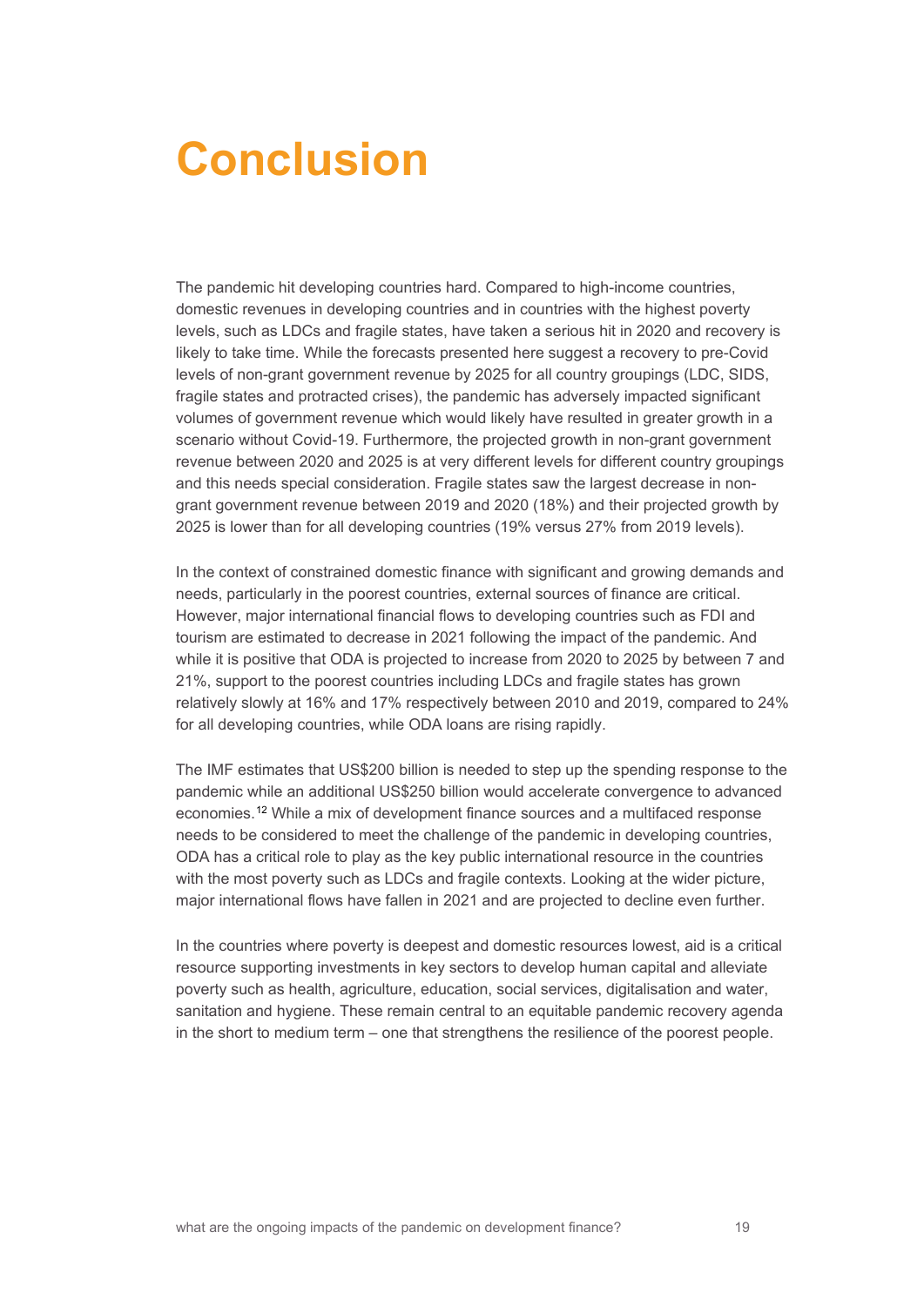# Conclusion

The pandemic hit developing countries hard. Compared to high-income countries, domestic revenues in developing countries and in countries with the highest poverty levels, such as LDCs and fragile states, have taken a serious hit in 2020 and recovery is likely to take time. While the forecasts presented here suggest a recovery to pre-Covid levels of non-grant government revenue by 2025 for all country groupings (LDC, SIDS, fragile states and protracted crises), the pandemic has adversely impacted significant volumes of government revenue which would likely have resulted in greater growth in a scenario without Covid-19. Furthermore, the projected growth in non-grant government revenue between 2020 and 2025 is at very different levels for different country groupings and this needs special consideration. Fragile states saw the largest decrease in non-grant government revenue between 2019 and 2020 (18%) and their projected growth by 2025 is lower than for all developing countries (19% versus 27% from 2019 levels).

In the context of constrained domestic finance with significant and growing demands and needs, particularly in the poorest countries, external sources of finance are critical. However, major international financial flows to developing countries such as FDI and tourism are estimated to decrease in 2021 following the impact of the pandemic. And while it is positive that ODA is projected to increase from 2020 to 2025 by between 7 and 21%, support to the poorest countries including LDCs and fragile states has grown relatively slowly at 16% and 17% respectively between 2010 and 2019, compared to 24% for all developing countries, while ODA loans are rising rapidly.

The IMF estimates that US$200 billion is needed to step up the spending response to the pandemic while an additional US$250 billion would accelerate convergence to advanced economies.[12] While a mix of development finance sources and a multifaced response needs to be considered to meet the challenge of the pandemic in developing countries, ODA has a critical role to play as the key public international resource in the countries with the most poverty such as LDCs and fragile contexts. Looking at the wider picture, major international flows have fallen in 2021 and are projected to decline even further.

In the countries where poverty is deepest and domestic resources lowest, aid is a critical resource supporting investments in key sectors to develop human capital and alleviate poverty such as health, agriculture, education, social services, digitalisation and water, sanitation and hygiene. These remain central to an equitable pandemic recovery agenda in the short to medium term – one that strengthens the resilience of the poorest people.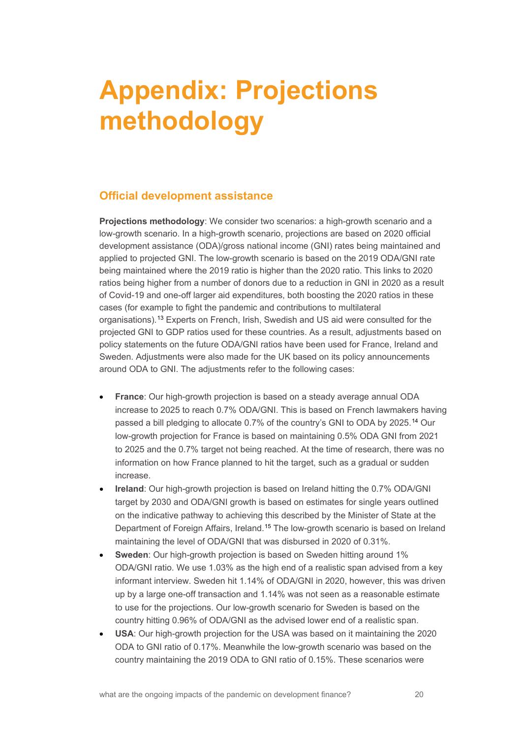# Appendix: Projections methodology

## Official development assistance

**Projections methodology**: We consider two scenarios: a high-growth scenario and a low-growth scenario. In a high-growth scenario, projections are based on 2020 official development assistance (ODA)/gross national income (GNI) rates being maintained and applied to projected GNI. The low-growth scenario is based on the 2019 ODA/GNI rate being maintained where the 2019 ratio is higher than the 2020 ratio. This links to 2020 ratios being higher from a number of donors due to a reduction in GNI in 2020 as a result of Covid-19 and one-off larger aid expenditures, both boosting the 2020 ratios in these cases (for example to fight the pandemic and contributions to multilateral organisations).[13] Experts on French, Irish, Swedish and US aid were consulted for the projected GNI to GDP ratios used for these countries. As a result, adjustments based on policy statements on the future ODA/GNI ratios have been used for France, Ireland and Sweden. Adjustments were also made for the UK based on its policy announcements around ODA to GNI. The adjustments refer to the following cases:

- **France**: Our high-growth projection is based on a steady average annual ODA increase to 2025 to reach 0.7% ODA/GNI. This is based on French lawmakers having passed a bill pledging to allocate 0.7% of the country's GNI to ODA by 2025.[14] Our low-growth projection for France is based on maintaining 0.5% ODA GNI from 2021 to 2025 and the 0.7% target not being reached. At the time of research, there was no information on how France planned to hit the target, such as a gradual or sudden increase.
- **Ireland**: Our high-growth projection is based on Ireland hitting the 0.7% ODA/GNI target by 2030 and ODA/GNI growth is based on estimates for single years outlined on the indicative pathway to achieving this described by the Minister of State at the Department of Foreign Affairs, Ireland.[15] The low-growth scenario is based on Ireland maintaining the level of ODA/GNI that was disbursed in 2020 of 0.31%.
- **Sweden**: Our high-growth projection is based on Sweden hitting around 1% ODA/GNI ratio. We use 1.03% as the high end of a realistic span advised from a key informant interview. Sweden hit 1.14% of ODA/GNI in 2020, however, this was driven up by a large one-off transaction and 1.14% was not seen as a reasonable estimate to use for the projections. Our low-growth scenario for Sweden is based on the country hitting 0.96% of ODA/GNI as the advised lower end of a realistic span.
- **USA**: Our high-growth projection for the USA was based on it maintaining the 2020 ODA to GNI ratio of 0.17%. Meanwhile the low-growth scenario was based on the country maintaining the 2019 ODA to GNI ratio of 0.15%. These scenarios were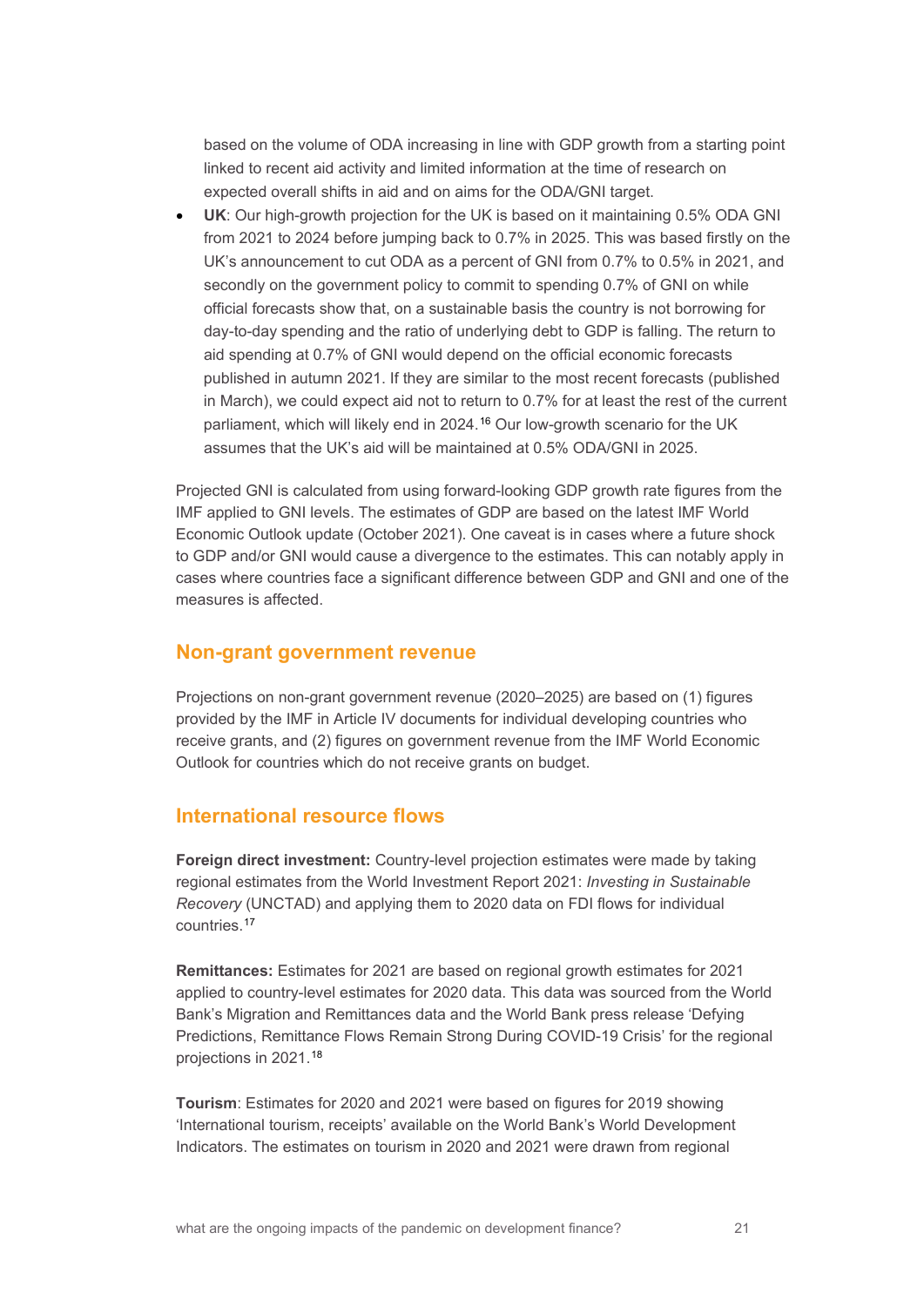based on the volume of ODA increasing in line with GDP growth from a starting point linked to recent aid activity and limited information at the time of research on expected overall shifts in aid and on aims for the ODA/GNI target.

- **UK**: Our high-growth projection for the UK is based on it maintaining 0.5% ODA GNI from 2021 to 2024 before jumping back to 0.7% in 2025. This was based firstly on the UK's announcement to cut ODA as a percent of GNI from 0.7% to 0.5% in 2021, and secondly on the government policy to commit to spending 0.7% of GNI on while official forecasts show that, on a sustainable basis the country is not borrowing for day-to-day spending and the ratio of underlying debt to GDP is falling. The return to aid spending at 0.7% of GNI would depend on the official economic forecasts published in autumn 2021. If they are similar to the most recent forecasts (published in March), we could expect aid not to return to 0.7% for at least the rest of the current parliament, which will likely end in 2024.[16] Our low-growth scenario for the UK assumes that the UK's aid will be maintained at 0.5% ODA/GNI in 2025.

Projected GNI is calculated from using forward-looking GDP growth rate figures from the IMF applied to GNI levels. The estimates of GDP are based on the latest IMF World Economic Outlook update (October 2021). One caveat is in cases where a future shock to GDP and/or GNI would cause a divergence to the estimates. This can notably apply in cases where countries face a significant difference between GDP and GNI and one of the measures is affected.

## Non-grant government revenue

Projections on non-grant government revenue (2020–2025) are based on (1) figures provided by the IMF in Article IV documents for individual developing countries who receive grants, and (2) figures on government revenue from the IMF World Economic Outlook for countries which do not receive grants on budget.

## International resource flows

**Foreign direct investment:** Country-level projection estimates were made by taking regional estimates from the World Investment Report 2021: *Investing in Sustainable Recovery* (UNCTAD) and applying them to 2020 data on FDI flows for individual countries.[17]

**Remittances:** Estimates for 2021 are based on regional growth estimates for 2021 applied to country-level estimates for 2020 data. This data was sourced from the World Bank's Migration and Remittances data and the World Bank press release 'Defying Predictions, Remittance Flows Remain Strong During COVID-19 Crisis' for the regional projections in 2021.[18]

**Tourism**: Estimates for 2020 and 2021 were based on figures for 2019 showing 'International tourism, receipts' available on the World Bank's World Development Indicators. The estimates on tourism in 2020 and 2021 were drawn from regional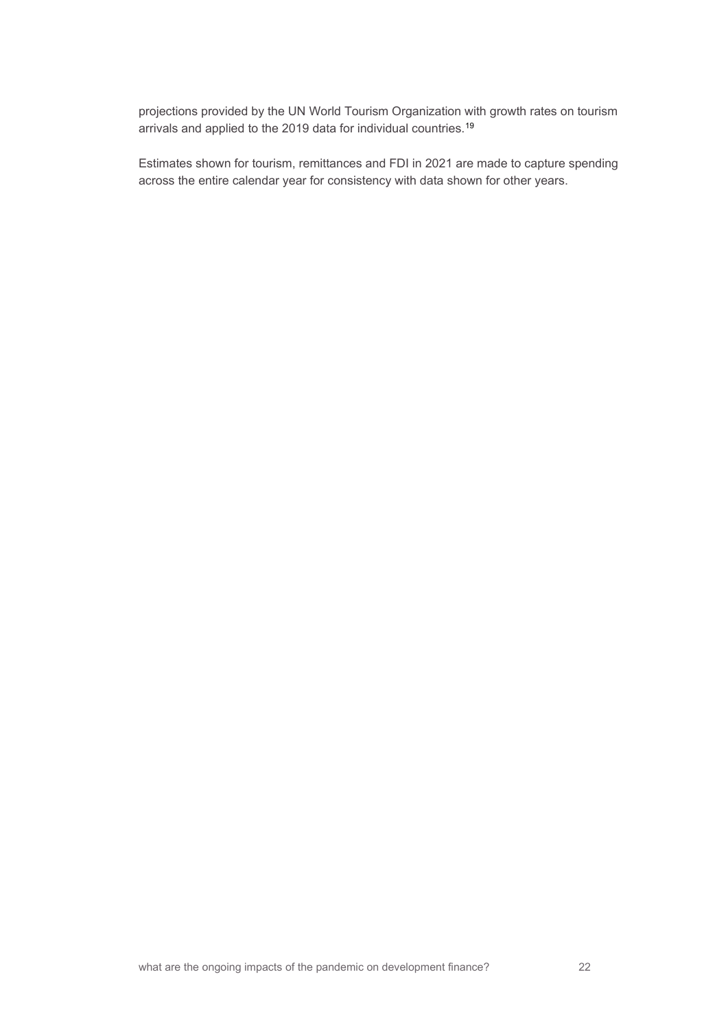projections provided by the UN World Tourism Organization with growth rates on tourism arrivals and applied to the 2019 data for individual countries.[19]

Estimates shown for tourism, remittances and FDI in 2021 are made to capture spending across the entire calendar year for consistency with data shown for other years.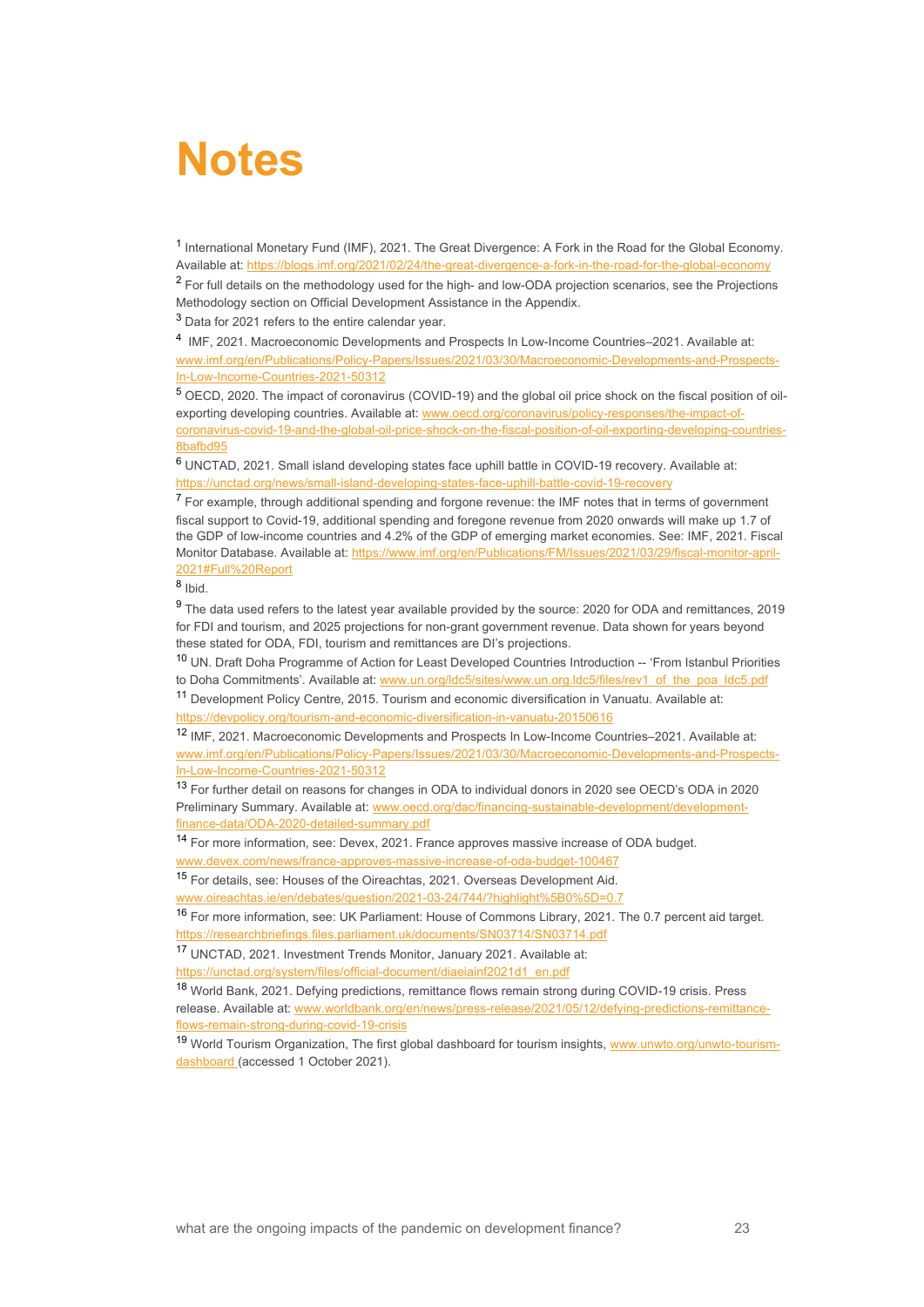# Notes

[1] International Monetary Fund (IMF), 2021. The Great Divergence: A Fork in the Road for the Global Economy. Available at: https://blogs.imf.org/2021/02/24/the-great-divergence-a-fork-in-the-road-for-the-global-economy

[2] For full details on the methodology used for the high- and low-ODA projection scenarios, see the Projections Methodology section on Official Development Assistance in the Appendix.

[3] Data for 2021 refers to the entire calendar year.

[4] IMF, 2021. Macroeconomic Developments and Prospects In Low-Income Countries–2021. Available at: www.imf.org/en/Publications/Policy-Papers/Issues/2021/03/30/Macroeconomic-Developments-and-Prospects-In-Low-Income-Countries-2021-50312

[5] OECD, 2020. The impact of coronavirus (COVID-19) and the global oil price shock on the fiscal position of oil-exporting developing countries. Available at: www.oecd.org/coronavirus/policy-responses/the-impact-of-coronavirus-covid-19-and-the-global-oil-price-shock-on-the-fiscal-position-of-oil-exporting-developing-countries-8bafbd95

[6] UNCTAD, 2021. Small island developing states face uphill battle in COVID-19 recovery. Available at: https://unctad.org/news/small-island-developing-states-face-uphill-battle-covid-19-recovery

[7] For example, through additional spending and forgone revenue: the IMF notes that in terms of government fiscal support to Covid-19, additional spending and foregone revenue from 2020 onwards will make up 1.7 of the GDP of low-income countries and 4.2% of the GDP of emerging market economies. See: IMF, 2021. Fiscal Monitor Database. Available at: https://www.imf.org/en/Publications/FM/Issues/2021/03/29/fiscal-monitor-april-2021#Full%20Report

[8] Ibid.

[9] The data used refers to the latest year available provided by the source: 2020 for ODA and remittances, 2019 for FDI and tourism, and 2025 projections for non-grant government revenue. Data shown for years beyond these stated for ODA, FDI, tourism and remittances are DI's projections.

[10] UN. Draft Doha Programme of Action for Least Developed Countries Introduction -- 'From Istanbul Priorities to Doha Commitments'. Available at: www.un.org/ldc5/sites/www.un.org.ldc5/files/rev1_of_the_poa_ldc5.pdf

[11] Development Policy Centre, 2015. Tourism and economic diversification in Vanuatu. Available at: https://devpolicy.org/tourism-and-economic-diversification-in-vanuatu-20150616

[12] IMF, 2021. Macroeconomic Developments and Prospects In Low-Income Countries–2021. Available at: www.imf.org/en/Publications/Policy-Papers/Issues/2021/03/30/Macroeconomic-Developments-and-Prospects-In-Low-Income-Countries-2021-50312

[13] For further detail on reasons for changes in ODA to individual donors in 2020 see OECD's ODA in 2020 Preliminary Summary. Available at: www.oecd.org/dac/financing-sustainable-development/development-finance-data/ODA-2020-detailed-summary.pdf

[14] For more information, see: Devex, 2021. France approves massive increase of ODA budget. www.devex.com/news/france-approves-massive-increase-of-oda-budget-100467

[15] For details, see: Houses of the Oireachtas, 2021. Overseas Development Aid. www.oireachtas.ie/en/debates/question/2021-03-24/744/?highlight%5B0%5D=0.7

[16] For more information, see: UK Parliament: House of Commons Library, 2021. The 0.7 percent aid target. https://researchbriefings.files.parliament.uk/documents/SN03714/SN03714.pdf

[17] UNCTAD, 2021. Investment Trends Monitor, January 2021. Available at: https://unctad.org/system/files/official-document/diaeiainf2021d1_en.pdf

[18] World Bank, 2021. Defying predictions, remittance flows remain strong during COVID-19 crisis. Press release. Available at: www.worldbank.org/en/news/press-release/2021/05/12/defying-predictions-remittance-flows-remain-strong-during-covid-19-crisis

[19] World Tourism Organization, The first global dashboard for tourism insights, www.unwto.org/unwto-tourism-dashboard (accessed 1 October 2021).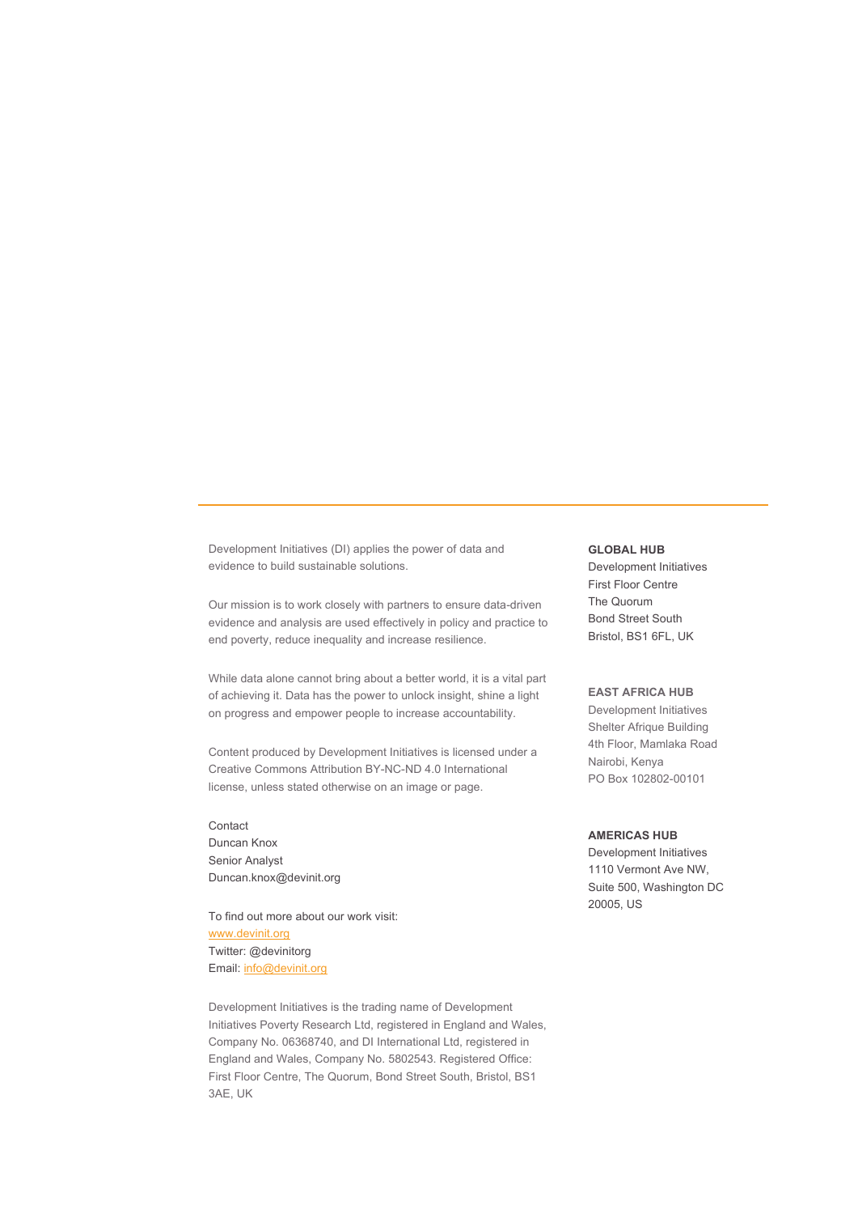Development Initiatives (DI) applies the power of data and evidence to build sustainable solutions.

Our mission is to work closely with partners to ensure data-driven evidence and analysis are used effectively in policy and practice to end poverty, reduce inequality and increase resilience.

While data alone cannot bring about a better world, it is a vital part of achieving it. Data has the power to unlock insight, shine a light on progress and empower people to increase accountability.

Content produced by Development Initiatives is licensed under a Creative Commons Attribution BY-NC-ND 4.0 International license, unless stated otherwise on an image or page.

Contact
Duncan Knox
Senior Analyst
Duncan.knox@devinit.org

To find out more about our work visit:
www.devinit.org
Twitter: @devinitorg
Email: info@devinit.org

Development Initiatives is the trading name of Development Initiatives Poverty Research Ltd, registered in England and Wales, Company No. 06368740, and DI International Ltd, registered in England and Wales, Company No. 5802543. Registered Office: First Floor Centre, The Quorum, Bond Street South, Bristol, BS1 3AE, UK

**GLOBAL HUB**
Development Initiatives
First Floor Centre
The Quorum
Bond Street South
Bristol, BS1 6FL, UK

**EAST AFRICA HUB**
Development Initiatives
Shelter Afrique Building
4th Floor, Mamlaka Road
Nairobi, Kenya
PO Box 102802-00101

**AMERICAS HUB**
Development Initiatives
1110 Vermont Ave NW,
Suite 500, Washington DC
20005, US